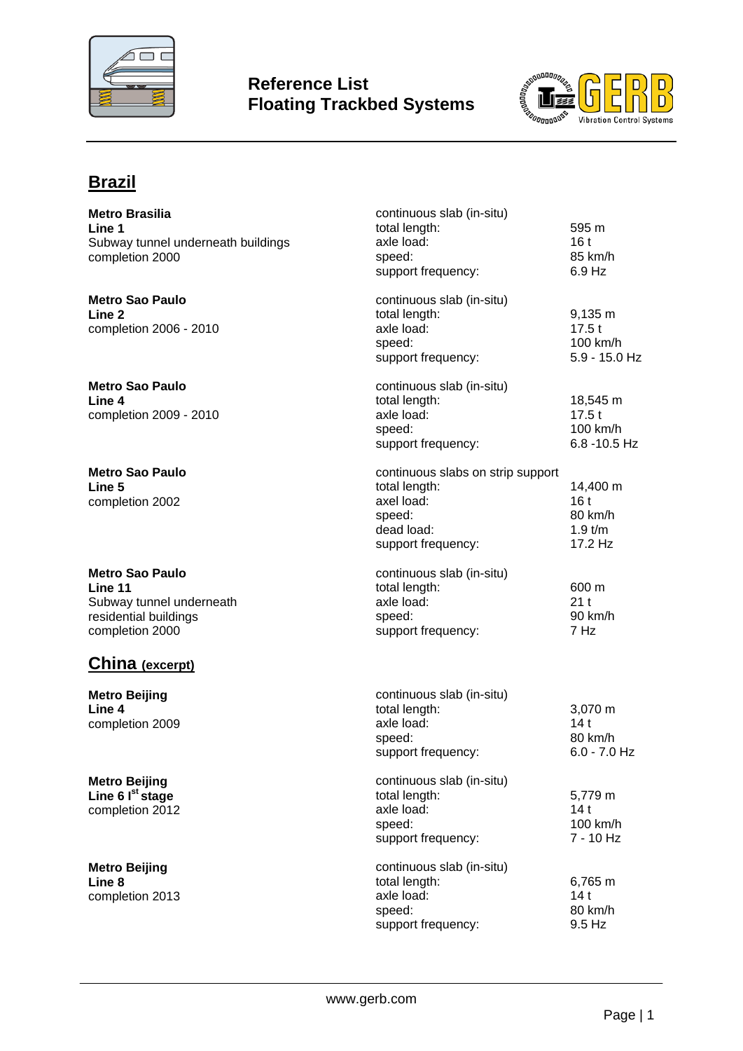# Reference List
# Floating Trackbed Systems

## Brazil

**Metro Brasilia**
**Line 1**
Subway tunnel underneath buildings
completion 2000

continuous slab (in-situ)

| | |
|---|---|
| total length: | 595 m |
| axle load: | 16 t |
| speed: | 85 km/h |
| support frequency: | 6.9 Hz |

**Metro Sao Paulo**
**Line 2**
completion 2006 - 2010

continuous slab (in-situ)

| | |
|---|---|
| total length: | 9,135 m |
| axle load: | 17.5 t |
| speed: | 100 km/h |
| support frequency: | 5.9 - 15.0 Hz |

**Metro Sao Paulo**
**Line 4**
completion 2009 - 2010

continuous slab (in-situ)

| | |
|---|---|
| total length: | 18,545 m |
| axle load: | 17.5 t |
| speed: | 100 km/h |
| support frequency: | 6.8 -10.5 Hz |

**Metro Sao Paulo**
**Line 5**
completion 2002

continuous slabs on strip support

| | |
|---|---|
| total length: | 14,400 m |
| axel load: | 16 t |
| speed: | 80 km/h |
| dead load: | 1.9 t/m |
| support frequency: | 17.2 Hz |

**Metro Sao Paulo**
**Line 11**
Subway tunnel underneath
residential buildings
completion 2000

continuous slab (in-situ)

| | |
|---|---|
| total length: | 600 m |
| axle load: | 21 t |
| speed: | 90 km/h |
| support frequency: | 7 Hz |

## China (excerpt)

**Metro Beijing**
**Line 4**
completion 2009

continuous slab (in-situ)

| | |
|---|---|
| total length: | 3,070 m |
| axle load: | 14 t |
| speed: | 80 km/h |
| support frequency: | 6.0 - 7.0 Hz |

**Metro Beijing**
**Line 6 I[st] stage**
completion 2012

continuous slab (in-situ)

| | |
|---|---|
| total length: | 5,779 m |
| axle load: | 14 t |
| speed: | 100 km/h |
| support frequency: | 7 - 10 Hz |

**Metro Beijing**
**Line 8**
completion 2013

continuous slab (in-situ)

| | |
|---|---|
| total length: | 6,765 m |
| axle load: | 14 t |
| speed: | 80 km/h |
| support frequency: | 9.5 Hz |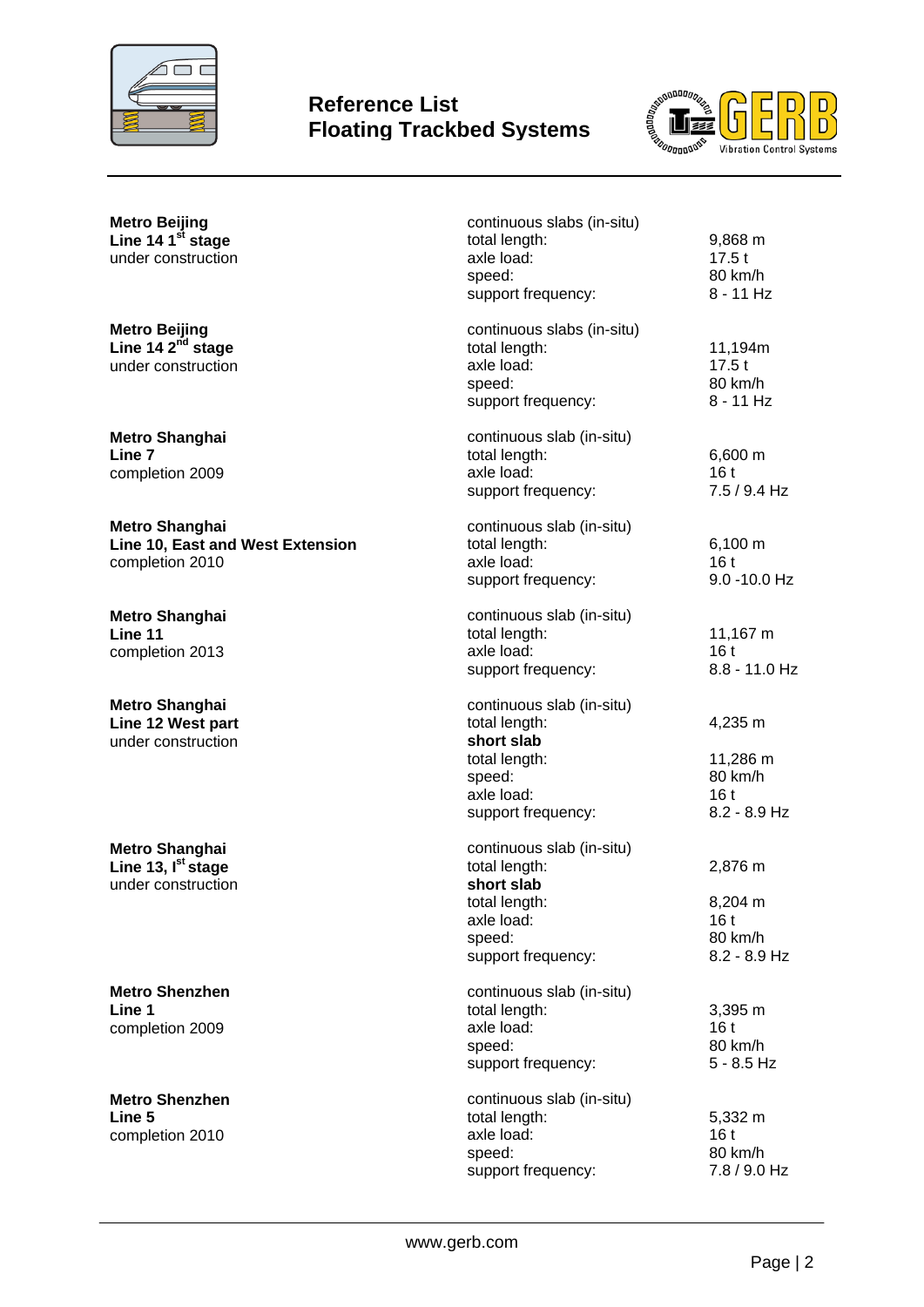# Reference List
# Floating Trackbed Systems

**Metro Beijing**
**Line 14 1st stage**
under construction

continuous slabs (in-situ)

| | |
|---|---|
| total length: | 9,868 m |
| axle load: | 17.5 t |
| speed: | 80 km/h |
| support frequency: | 8 - 11 Hz |

**Metro Beijing**
**Line 14 2nd stage**
under construction

continuous slabs (in-situ)

| | |
|---|---|
| total length: | 11,194m |
| axle load: | 17.5 t |
| speed: | 80 km/h |
| support frequency: | 8 - 11 Hz |

**Metro Shanghai**
**Line 7**
completion 2009

continuous slab (in-situ)

| | |
|---|---|
| total length: | 6,600 m |
| axle load: | 16 t |
| support frequency: | 7.5 / 9.4 Hz |

**Metro Shanghai**
**Line 10, East and West Extension**
completion 2010

continuous slab (in-situ)

| | |
|---|---|
| total length: | 6,100 m |
| axle load: | 16 t |
| support frequency: | 9.0 -10.0 Hz |

**Metro Shanghai**
**Line 11**
completion 2013

continuous slab (in-situ)

| | |
|---|---|
| total length: | 11,167 m |
| axle load: | 16 t |
| support frequency: | 8.8 - 11.0 Hz |

**Metro Shanghai**
**Line 12 West part**
under construction

continuous slab (in-situ)

| | |
|---|---|
| total length: | 4,235 m |
| **short slab** | |
| total length: | 11,286 m |
| speed: | 80 km/h |
| axle load: | 16 t |
| support frequency: | 8.2 - 8.9 Hz |

**Metro Shanghai**
**Line 13, Ist stage**
under construction

continuous slab (in-situ)

| | |
|---|---|
| total length: | 2,876 m |
| **short slab** | |
| total length: | 8,204 m |
| axle load: | 16 t |
| speed: | 80 km/h |
| support frequency: | 8.2 - 8.9 Hz |

**Metro Shenzhen**
**Line 1**
completion 2009

continuous slab (in-situ)

| | |
|---|---|
| total length: | 3,395 m |
| axle load: | 16 t |
| speed: | 80 km/h |
| support frequency: | 5 - 8.5 Hz |

**Metro Shenzhen**
**Line 5**
completion 2010

continuous slab (in-situ)

| | |
|---|---|
| total length: | 5,332 m |
| axle load: | 16 t |
| speed: | 80 km/h |
| support frequency: | 7.8 / 9.0 Hz |

www.gerb.com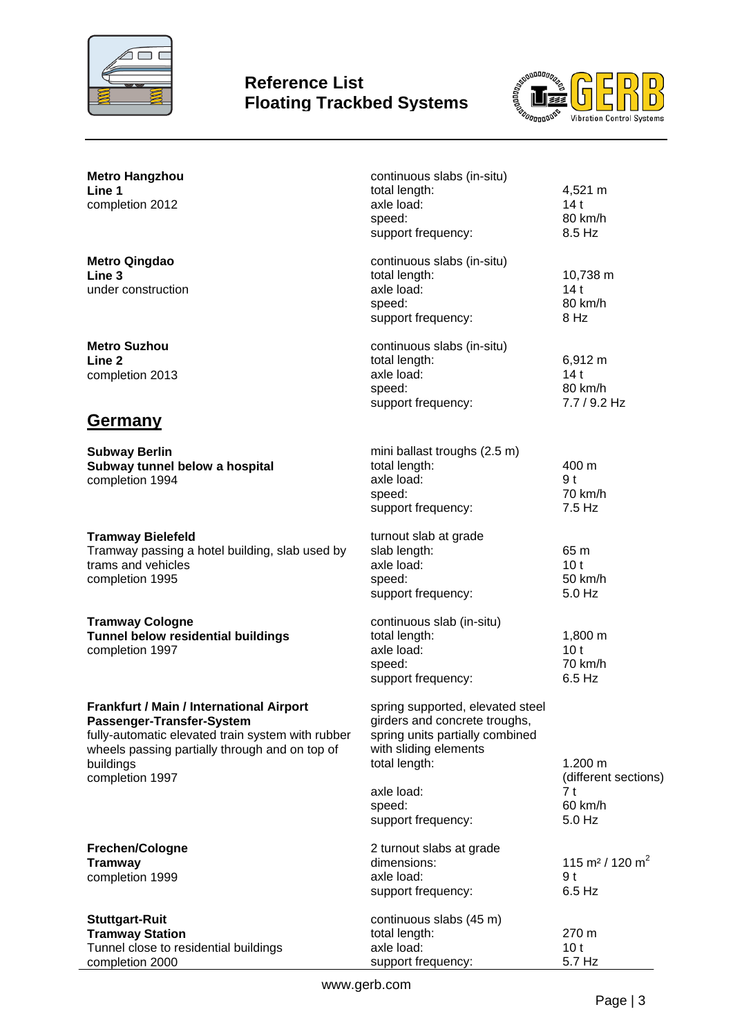**Metro Hangzhou**
**Line 1**
completion 2012

continuous slabs (in-situ)

| | |
|---|---|
| total length: | 4,521 m |
| axle load: | 14 t |
| speed: | 80 km/h |
| support frequency: | 8.5 Hz |

**Metro Qingdao**
**Line 3**
under construction

continuous slabs (in-situ)

| | |
|---|---|
| total length: | 10,738 m |
| axle load: | 14 t |
| speed: | 80 km/h |
| support frequency: | 8 Hz |

**Metro Suzhou**
**Line 2**
completion 2013

continuous slabs (in-situ)

| | |
|---|---|
| total length: | 6,912 m |
| axle load: | 14 t |
| speed: | 80 km/h |
| support frequency: | 7.7 / 9.2 Hz |

## Germany

**Subway Berlin**
**Subway tunnel below a hospital**
completion 1994

mini ballast troughs (2.5 m)

| | |
|---|---|
| total length: | 400 m |
| axle load: | 9 t |
| speed: | 70 km/h |
| support frequency: | 7.5 Hz |

**Tramway Bielefeld**
Tramway passing a hotel building, slab used by trams and vehicles
completion 1995

turnout slab at grade

| | |
|---|---|
| slab length: | 65 m |
| axle load: | 10 t |
| speed: | 50 km/h |
| support frequency: | 5.0 Hz |

**Tramway Cologne**
**Tunnel below residential buildings**
completion 1997

continuous slab (in-situ)

| | |
|---|---|
| total length: | 1,800 m |
| axle load: | 10 t |
| speed: | 70 km/h |
| support frequency: | 6.5 Hz |

**Frankfurt / Main / International Airport Passenger-Transfer-System**
fully-automatic elevated train system with rubber wheels passing partially through and on top of buildings
completion 1997

spring supported, elevated steel girders and concrete troughs, spring units partially combined with sliding elements

| | |
|---|---|
| total length: | 1.200 m (different sections) |
| axle load: | 7 t |
| speed: | 60 km/h |
| support frequency: | 5.0 Hz |

**Frechen/Cologne**
**Tramway**
completion 1999

2 turnout slabs at grade

| | |
|---|---|
| dimensions: | 115 m² / 120 m² |
| axle load: | 9 t |
| support frequency: | 6.5 Hz |

**Stuttgart-Ruit**
**Tramway Station**
Tunnel close to residential buildings
completion 2000

continuous slabs (45 m)

| | |
|---|---|
| total length: | 270 m |
| axle load: | 10 t |
| support frequency: | 5.7 Hz |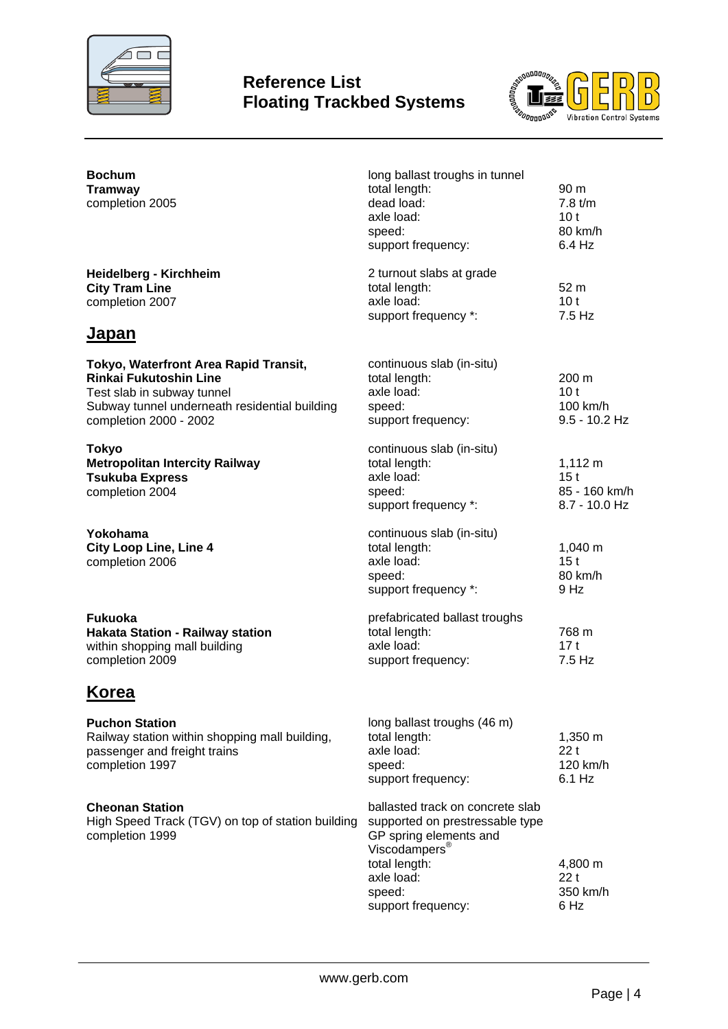**Bochum**
**Tramway**
completion 2005

long ballast troughs in tunnel

| | |
|---|---|
| total length: | 90 m |
| dead load: | 7.8 t/m |
| axle load: | 10 t |
| speed: | 80 km/h |
| support frequency: | 6.4 Hz |

**Heidelberg - Kirchheim**
**City Tram Line**
completion 2007

2 turnout slabs at grade

| | |
|---|---|
| total length: | 52 m |
| axle load: | 10 t |
| support frequency *: | 7.5 Hz |

## Japan

**Tokyo, Waterfront Area Rapid Transit,**
**Rinkai Fukutoshin Line**
Test slab in subway tunnel
Subway tunnel underneath residential building
completion 2000 - 2002

continuous slab (in-situ)

| | |
|---|---|
| total length: | 200 m |
| axle load: | 10 t |
| speed: | 100 km/h |
| support frequency: | 9.5 - 10.2 Hz |

**Tokyo**
**Metropolitan Intercity Railway**
**Tsukuba Express**
completion 2004

continuous slab (in-situ)

| | |
|---|---|
| total length: | 1,112 m |
| axle load: | 15 t |
| speed: | 85 - 160 km/h |
| support frequency *: | 8.7 - 10.0 Hz |

**Yokohama**
**City Loop Line, Line 4**
completion 2006

continuous slab (in-situ)

| | |
|---|---|
| total length: | 1,040 m |
| axle load: | 15 t |
| speed: | 80 km/h |
| support frequency *: | 9 Hz |

**Fukuoka**
**Hakata Station - Railway station**
within shopping mall building
completion 2009

prefabricated ballast troughs

| | |
|---|---|
| total length: | 768 m |
| axle load: | 17 t |
| support frequency: | 7.5 Hz |

## Korea

**Puchon Station**
Railway station within shopping mall building, passenger and freight trains
completion 1997

long ballast troughs (46 m)

| | |
|---|---|
| total length: | 1,350 m |
| axle load: | 22 t |
| speed: | 120 km/h |
| support frequency: | 6.1 Hz |

**Cheonan Station**
High Speed Track (TGV) on top of station building
completion 1999

ballasted track on concrete slab supported on prestressable type GP spring elements and Viscodampers®

| | |
|---|---|
| total length: | 4,800 m |
| axle load: | 22 t |
| speed: | 350 km/h |
| support frequency: | 6 Hz |

www.gerb.com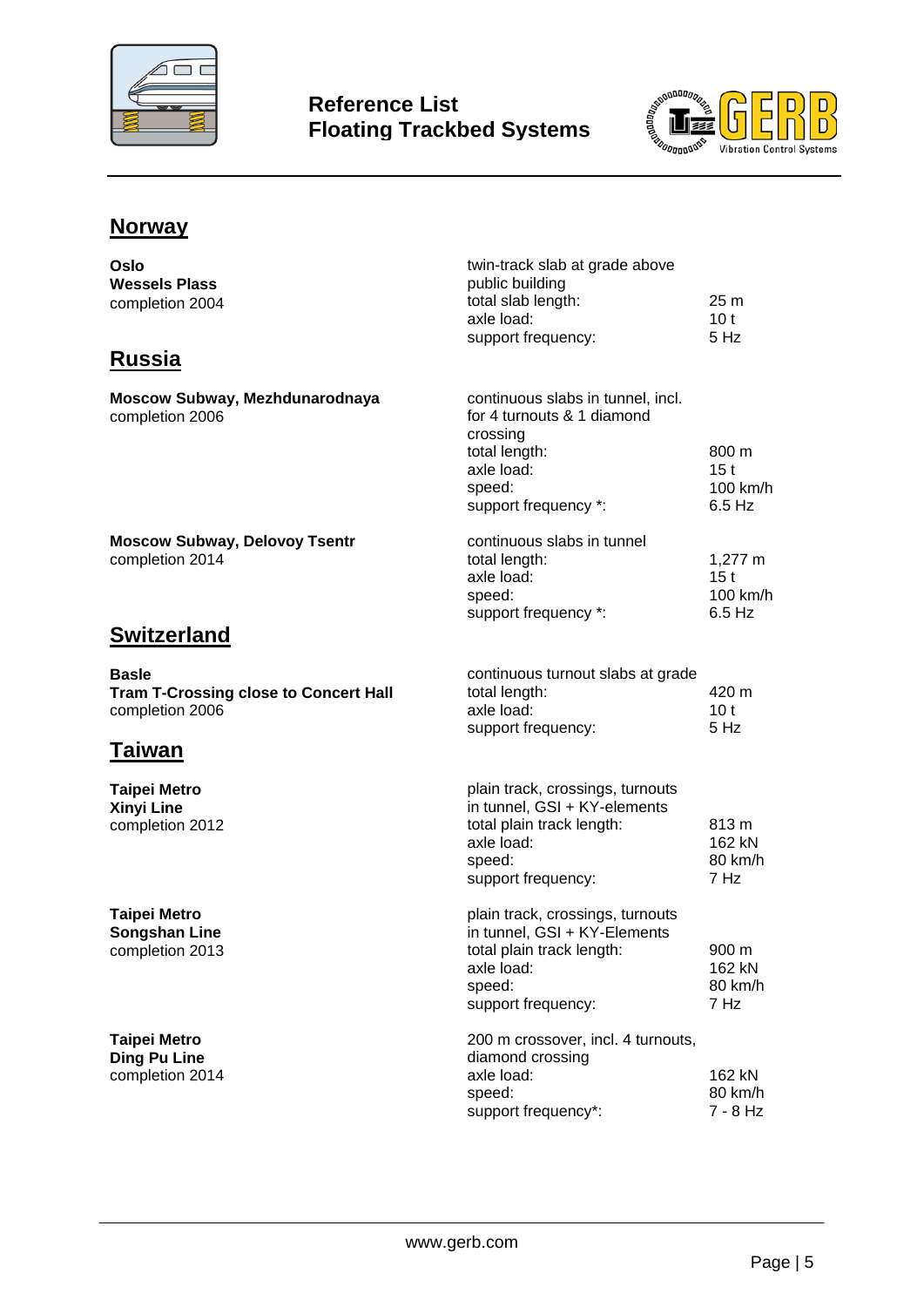## Norway

**Oslo**
**Wessels Plass**
completion 2004

twin-track slab at grade above public building

| | |
|---|---|
| total slab length: | 25 m |
| axle load: | 10 t |
| support frequency: | 5 Hz |

## Russia

**Moscow Subway, Mezhdunarodnaya**
completion 2006

continuous slabs in tunnel, incl. for 4 turnouts & 1 diamond crossing

| | |
|---|---|
| total length: | 800 m |
| axle load: | 15 t |
| speed: | 100 km/h |
| support frequency *: | 6.5 Hz |

**Moscow Subway, Delovoy Tsentr**
completion 2014

continuous slabs in tunnel

| | |
|---|---|
| total length: | 1,277 m |
| axle load: | 15 t |
| speed: | 100 km/h |
| support frequency *: | 6.5 Hz |

## Switzerland

**Basle**
**Tram T-Crossing close to Concert Hall**
completion 2006

continuous turnout slabs at grade

| | |
|---|---|
| total length: | 420 m |
| axle load: | 10 t |
| support frequency: | 5 Hz |

## Taiwan

**Taipei Metro**
**Xinyi Line**
completion 2012

plain track, crossings, turnouts in tunnel, GSI + KY-elements

| | |
|---|---|
| total plain track length: | 813 m |
| axle load: | 162 kN |
| speed: | 80 km/h |
| support frequency: | 7 Hz |

**Taipei Metro**
**Songshan Line**
completion 2013

plain track, crossings, turnouts in tunnel, GSI + KY-Elements

| | |
|---|---|
| total plain track length: | 900 m |
| axle load: | 162 kN |
| speed: | 80 km/h |
| support frequency: | 7 Hz |

**Taipei Metro**
**Ding Pu Line**
completion 2014

200 m crossover, incl. 4 turnouts, diamond crossing

| | |
|---|---|
| axle load: | 162 kN |
| speed: | 80 km/h |
| support frequency*: | 7 - 8 Hz |

www.gerb.com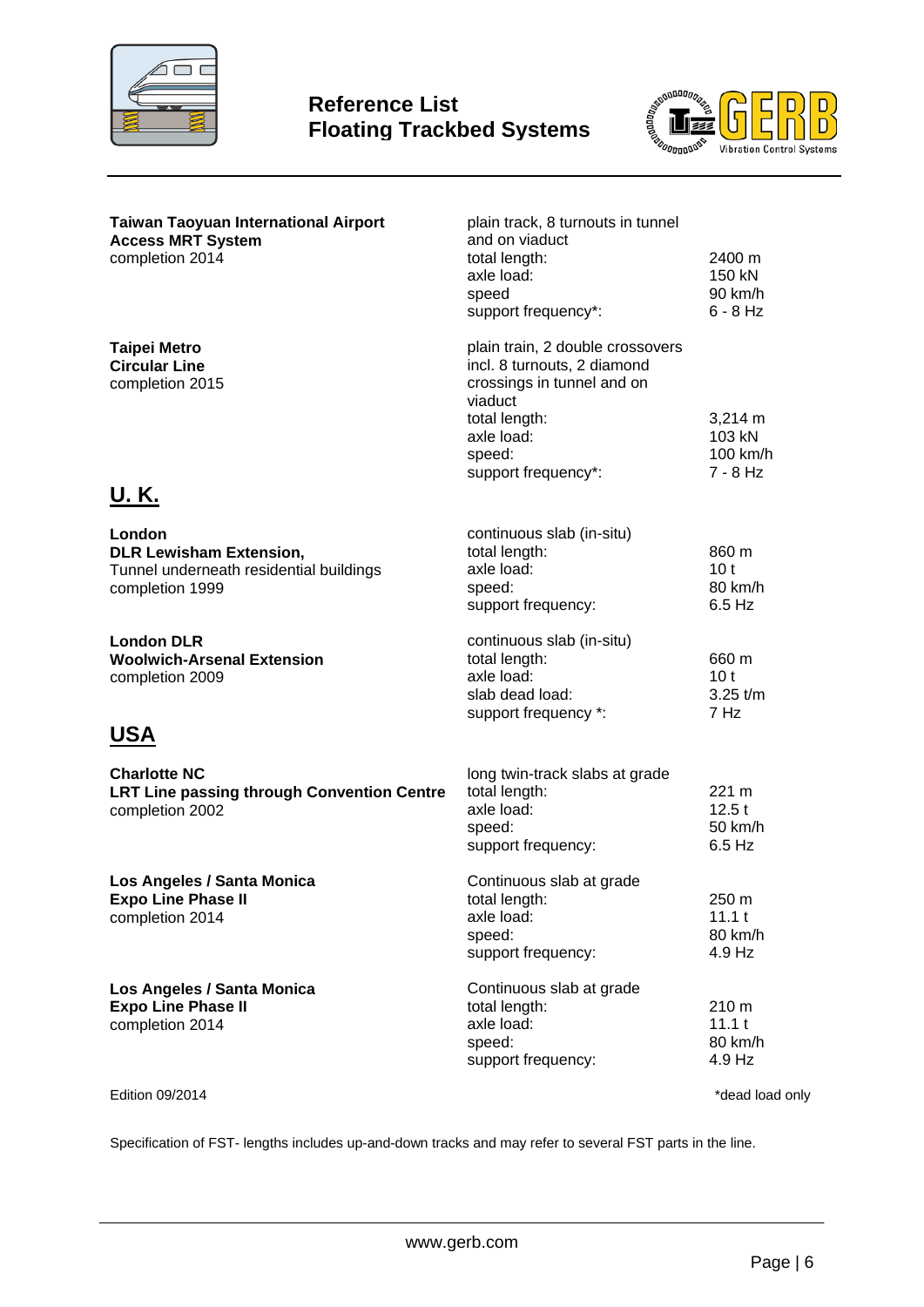**Taiwan Taoyuan International Airport Access MRT System**
completion 2014

plain track, 8 turnouts in tunnel and on viaduct

| | |
|---|---|
| total length: | 2400 m |
| axle load: | 150 kN |
| speed | 90 km/h |
| support frequency*: | 6 - 8 Hz |

**Taipei Metro Circular Line**
completion 2015

plain train, 2 double crossovers incl. 8 turnouts, 2 diamond crossings in tunnel and on viaduct

| | |
|---|---|
| total length: | 3,214 m |
| axle load: | 103 kN |
| speed: | 100 km/h |
| support frequency*: | 7 - 8 Hz |

## U. K.

**London**
**DLR Lewisham Extension,**
Tunnel underneath residential buildings
completion 1999

continuous slab (in-situ)

| | |
|---|---|
| total length: | 860 m |
| axle load: | 10 t |
| speed: | 80 km/h |
| support frequency: | 6.5 Hz |

**London DLR**
**Woolwich-Arsenal Extension**
completion 2009

continuous slab (in-situ)

| | |
|---|---|
| total length: | 660 m |
| axle load: | 10 t |
| slab dead load: | 3.25 t/m |
| support frequency *: | 7 Hz |

## USA

**Charlotte NC**
**LRT Line passing through Convention Centre**
completion 2002

long twin-track slabs at grade

| | |
|---|---|
| total length: | 221 m |
| axle load: | 12.5 t |
| speed: | 50 km/h |
| support frequency: | 6.5 Hz |

**Los Angeles / Santa Monica**
**Expo Line Phase II**
completion 2014

Continuous slab at grade

| | |
|---|---|
| total length: | 250 m |
| axle load: | 11.1 t |
| speed: | 80 km/h |
| support frequency: | 4.9 Hz |

**Los Angeles / Santa Monica**
**Expo Line Phase II**
completion 2014

Continuous slab at grade

| | |
|---|---|
| total length: | 210 m |
| axle load: | 11.1 t |
| speed: | 80 km/h |
| support frequency: | 4.9 Hz |

Edition 09/2014

*dead load only

Specification of FST- lengths includes up-and-down tracks and may refer to several FST parts in the line.